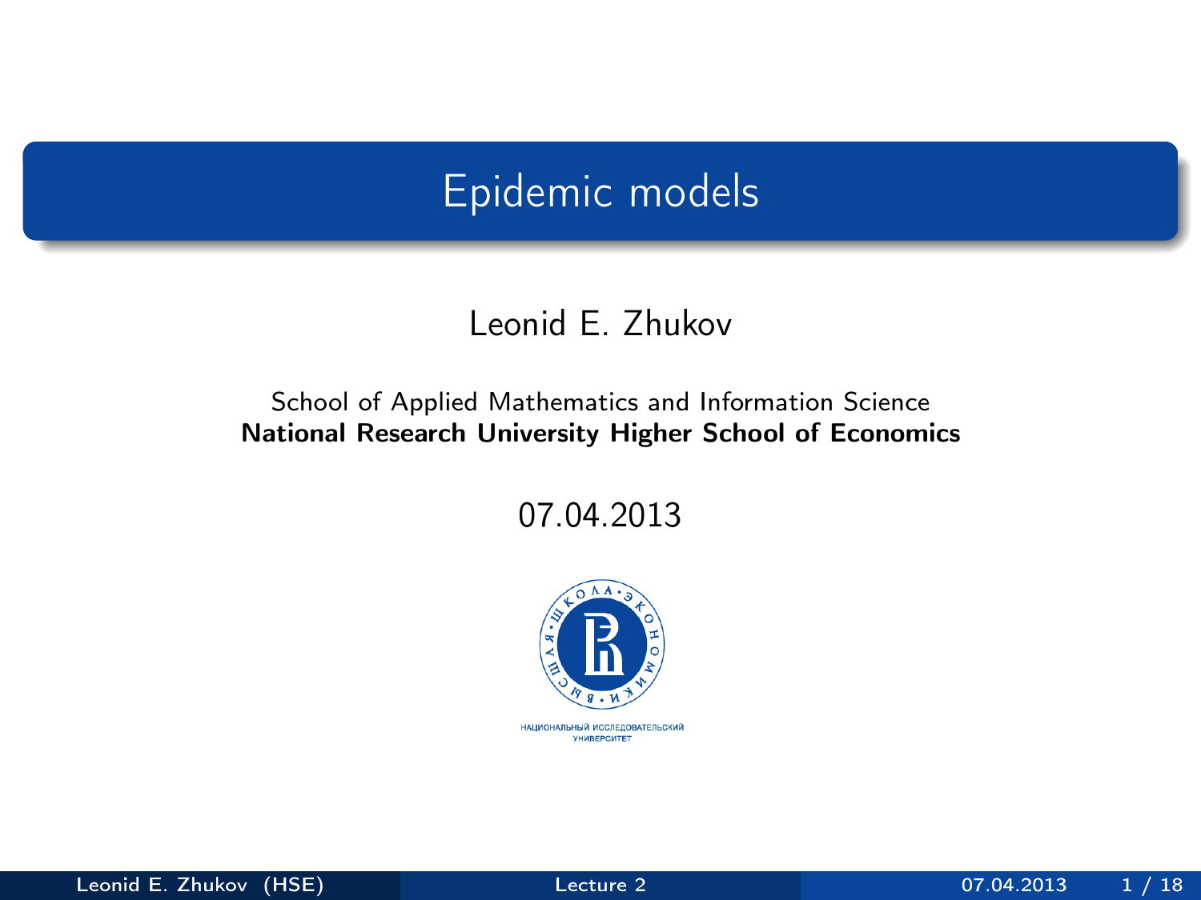# Epidemic models

Leonid E. Zhukov

School of Applied Mathematics and Information Science
**National Research University Higher School of Economics**

07.04.2013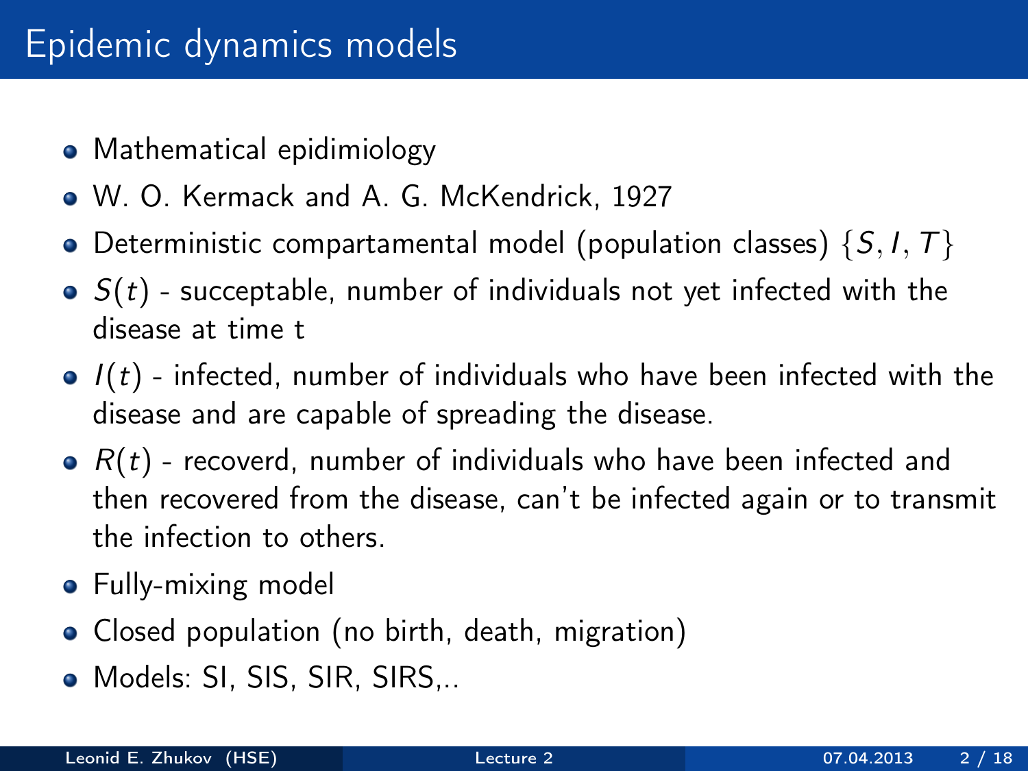# Epidemic dynamics models

- Mathematical epidimiology
- W. O. Kermack and A. G. McKendrick, 1927
- Deterministic compartamental model (population classes) $\{S, I, T\}$
- $S(t)$ - succeptable, number of individuals not yet infected with the disease at time t
- $I(t)$ - infected, number of individuals who have been infected with the disease and are capable of spreading the disease.
- $R(t)$ - recoverd, number of individuals who have been infected and then recovered from the disease, can't be infected again or to transmit the infection to others.
- Fully-mixing model
- Closed population (no birth, death, migration)
- Models: SI, SIS, SIR, SIRS,..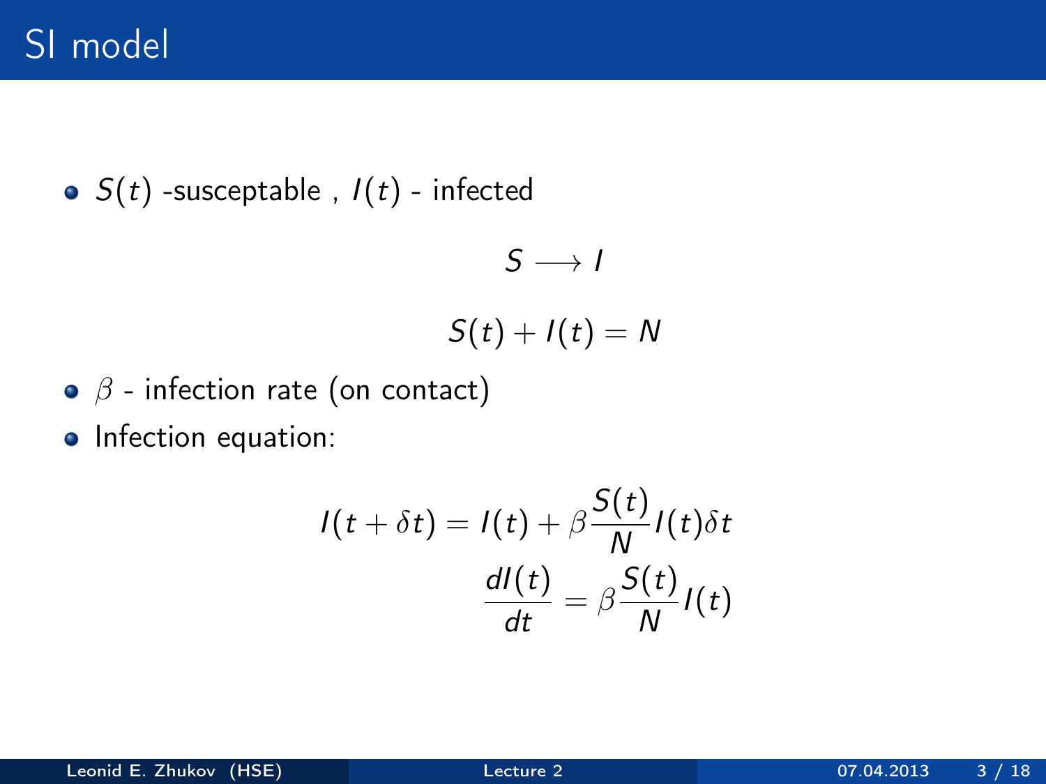# SI model

- $S(t)$ -susceptable , $I(t)$ - infected

$$S \longrightarrow I$$

$$S(t) + I(t) = N$$

- $\beta$ - infection rate (on contact)
- Infection equation:

$$I(t + \delta t) = I(t) + \beta \frac{S(t)}{N} I(t) \delta t$$

$$\frac{dI(t)}{dt} = \beta \frac{S(t)}{N} I(t)$$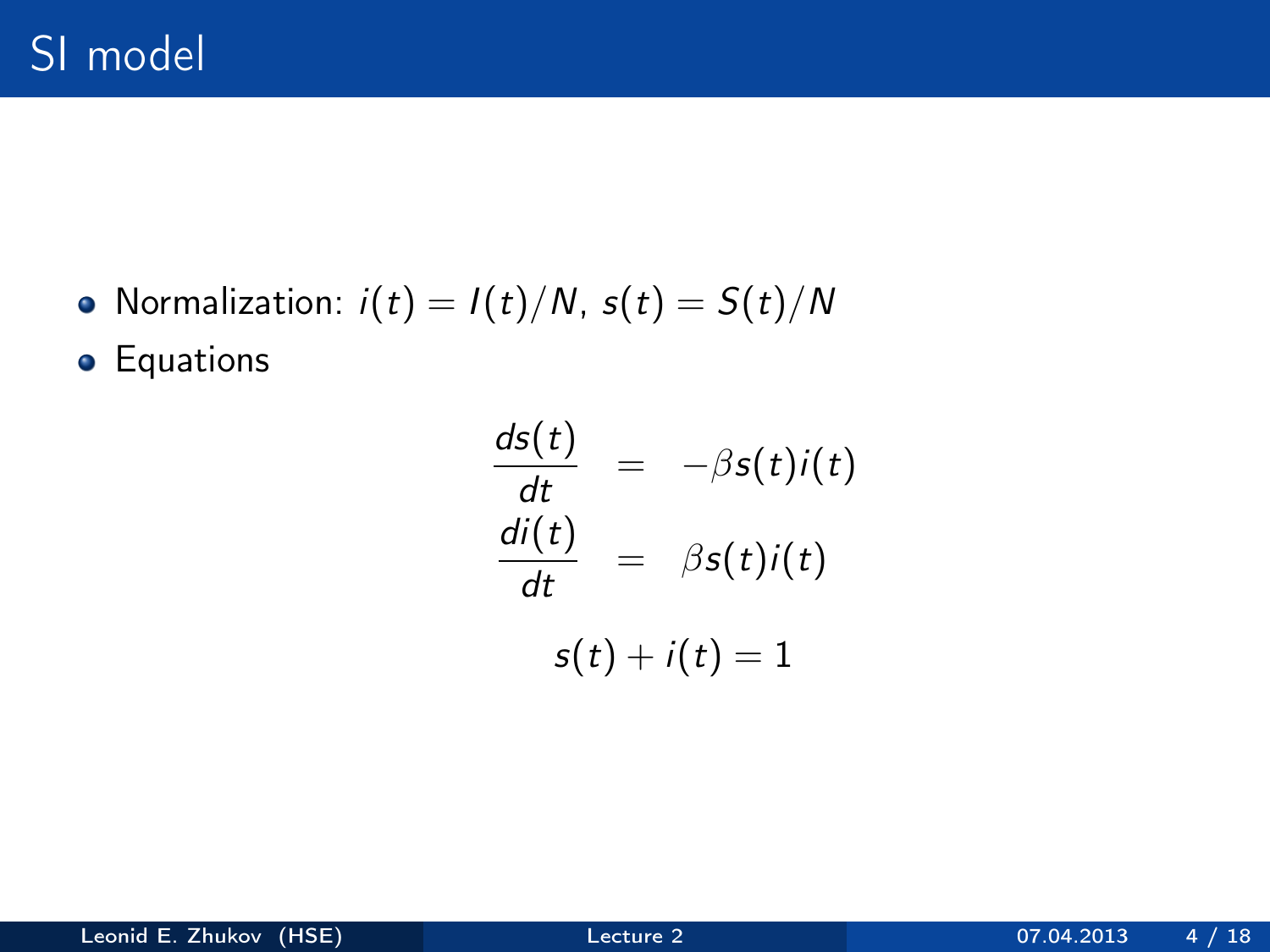# SI model

- Normalization: $i(t) = I(t)/N$, $s(t) = S(t)/N$
- Equations

$$
\begin{aligned}
\frac{ds(t)}{dt} &= -\beta s(t)i(t) \\
\frac{di(t)}{dt} &= \beta s(t)i(t)
\end{aligned}
$$

$$s(t) + i(t) = 1$$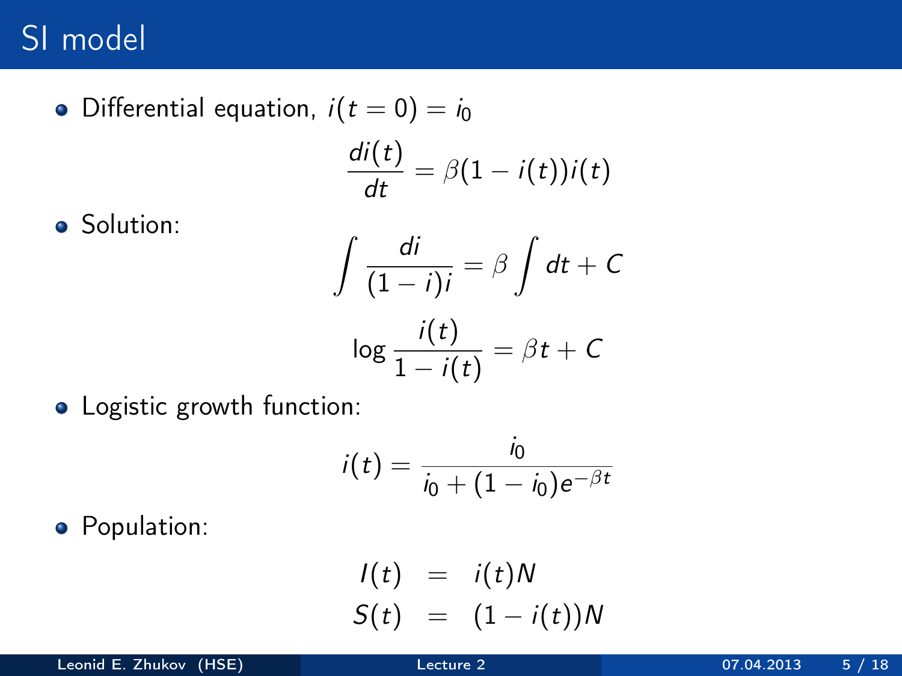# SI model

- Differential equation, $i(t = 0) = i_0$

$$\frac{di(t)}{dt} = \beta(1 - i(t))i(t)$$

- Solution:

$$\int \frac{di}{(1-i)i} = \beta \int dt + C$$

$$\log \frac{i(t)}{1 - i(t)} = \beta t + C$$

- Logistic growth function:

$$i(t) = \frac{i_0}{i_0 + (1 - i_0)e^{-\beta t}}$$

- Population:

$$\begin{aligned} I(t) &= i(t)N \\ S(t) &= (1 - i(t))N \end{aligned}$$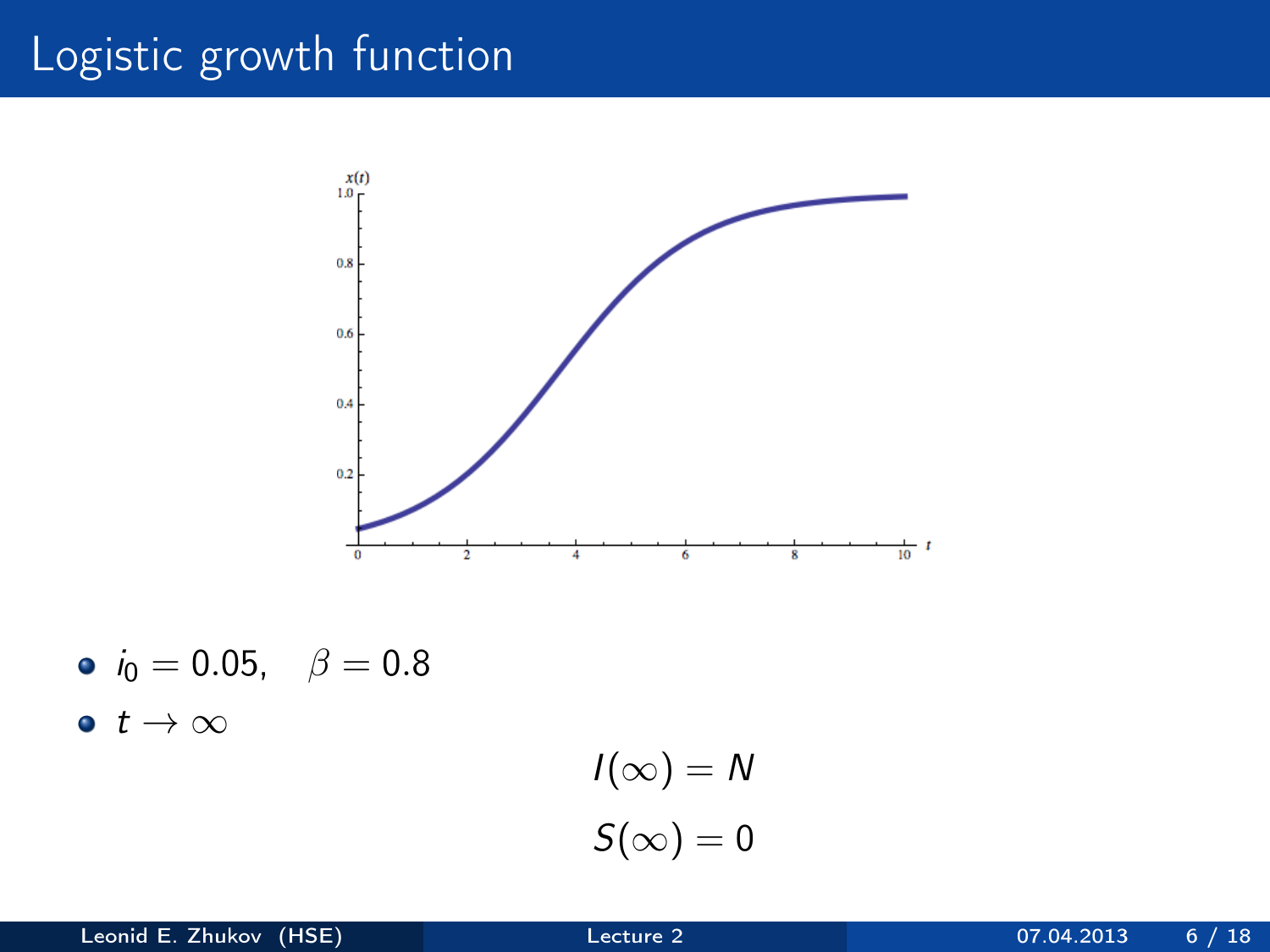# Logistic growth function

- $i_0 = 0.05, \quad \beta = 0.8$
- $t \to \infty$

$$I(\infty) = N$$

$$S(\infty) = 0$$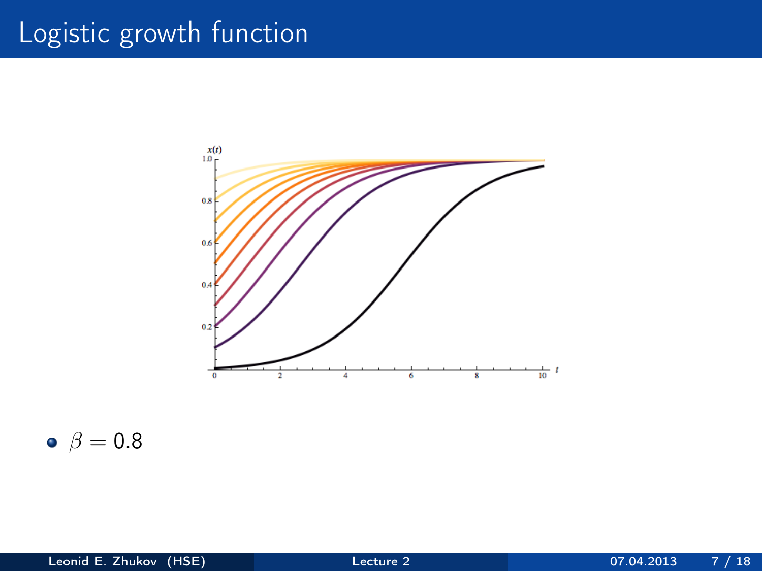# Logistic growth function

- $\beta = 0.8$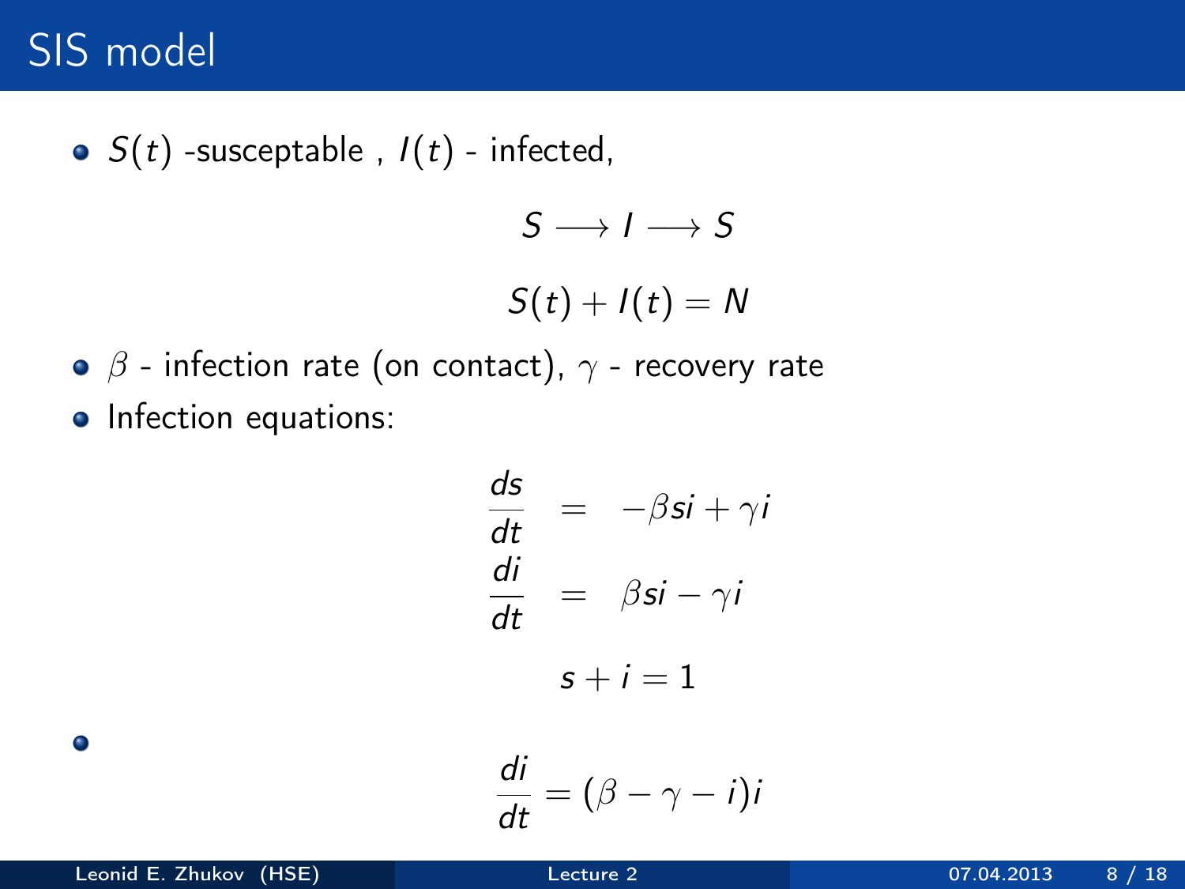# SIS model

- $S(t)$ -susceptable , $I(t)$ - infected,

$$S \longrightarrow I \longrightarrow S$$

$$S(t) + I(t) = N$$

- $\beta$ - infection rate (on contact), $\gamma$ - recovery rate
- Infection equations:

$$\begin{aligned}
\frac{ds}{dt} &= -\beta si + \gamma i \\
\frac{di}{dt} &= \beta si - \gamma i
\end{aligned}$$

$$s + i = 1$$

- $$\frac{di}{dt} = (\beta - \gamma - i)i$$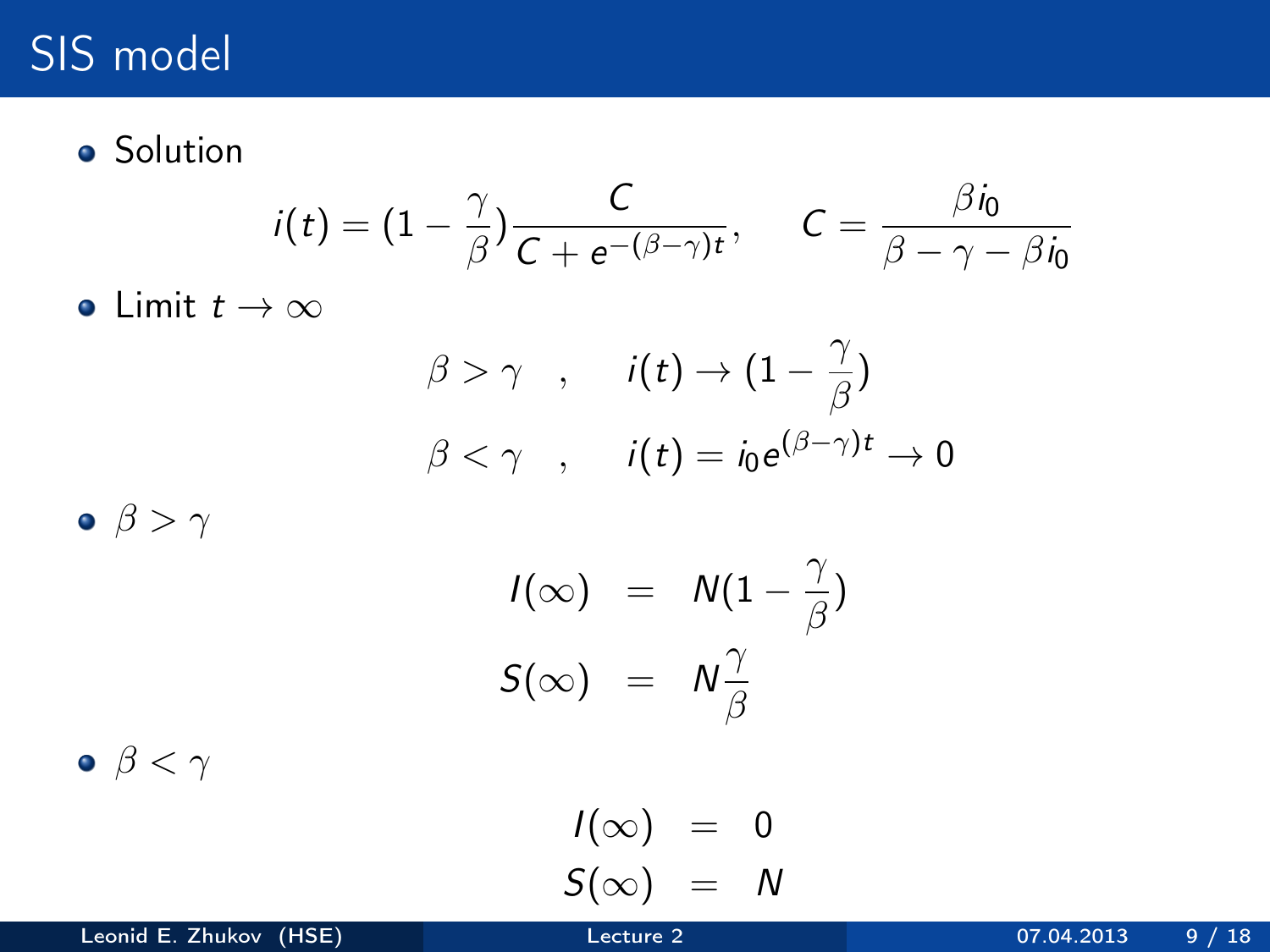# SIS model

- Solution

$$i(t) = (1 - \frac{\gamma}{\beta})\frac{C}{C + e^{-(\beta-\gamma)t}}, \qquad C = \frac{\beta i_0}{\beta - \gamma - \beta i_0}$$

- Limit $t \to \infty$

$$\beta > \gamma \quad , \qquad i(t) \to (1 - \frac{\gamma}{\beta})$$

$$\beta < \gamma \quad , \qquad i(t) = i_0 e^{(\beta-\gamma)t} \to 0$$

- $\beta > \gamma$

$$I(\infty) = N(1 - \frac{\gamma}{\beta})$$

$$S(\infty) = N\frac{\gamma}{\beta}$$

- $\beta < \gamma$

$$I(\infty) = 0$$

$$S(\infty) = N$$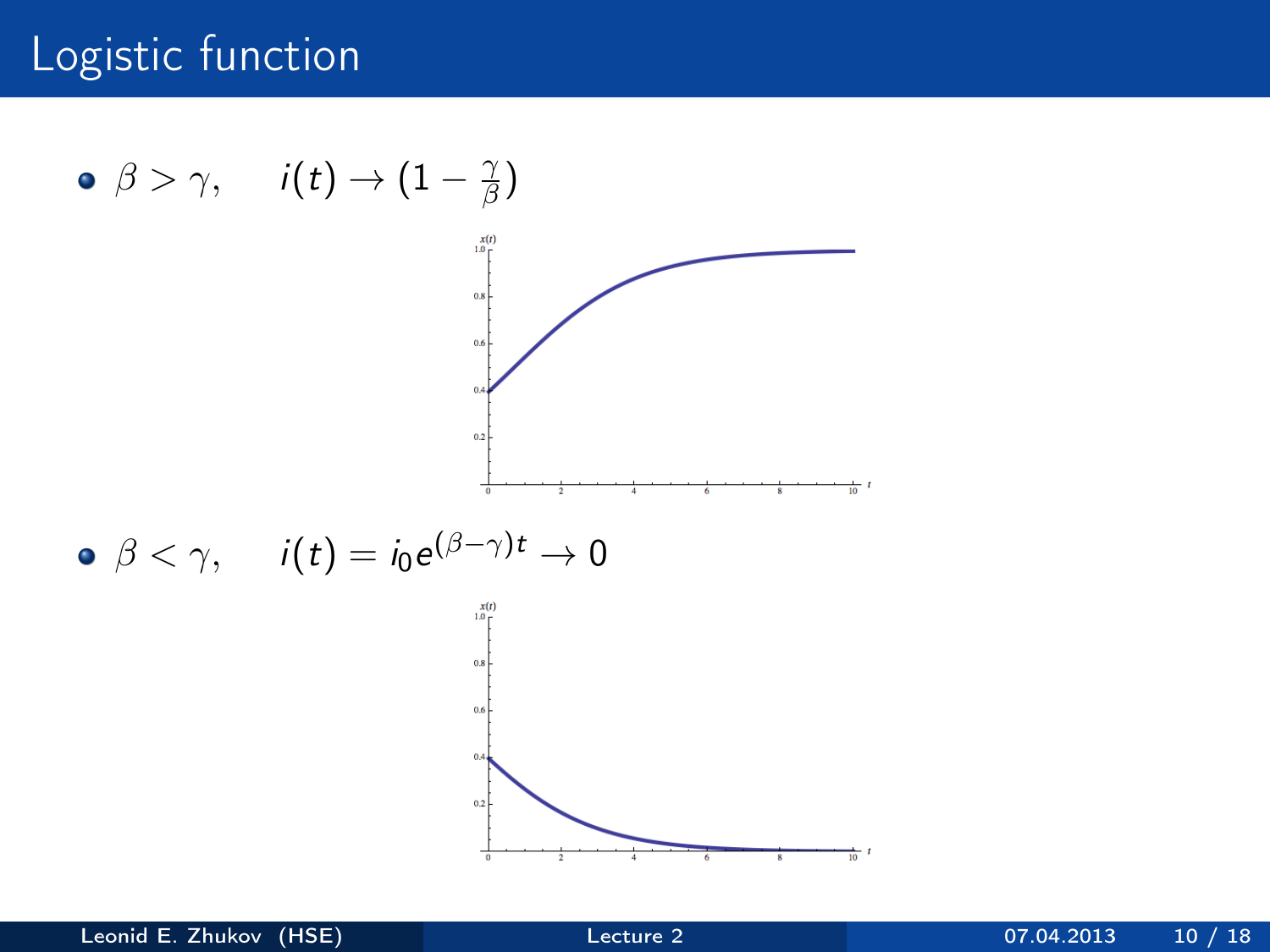# Logistic function

- $\beta > \gamma, \quad i(t) \to (1 - \frac{\gamma}{\beta})$

- $\beta < \gamma, \quad i(t) = i_0 e^{(\beta - \gamma)t} \to 0$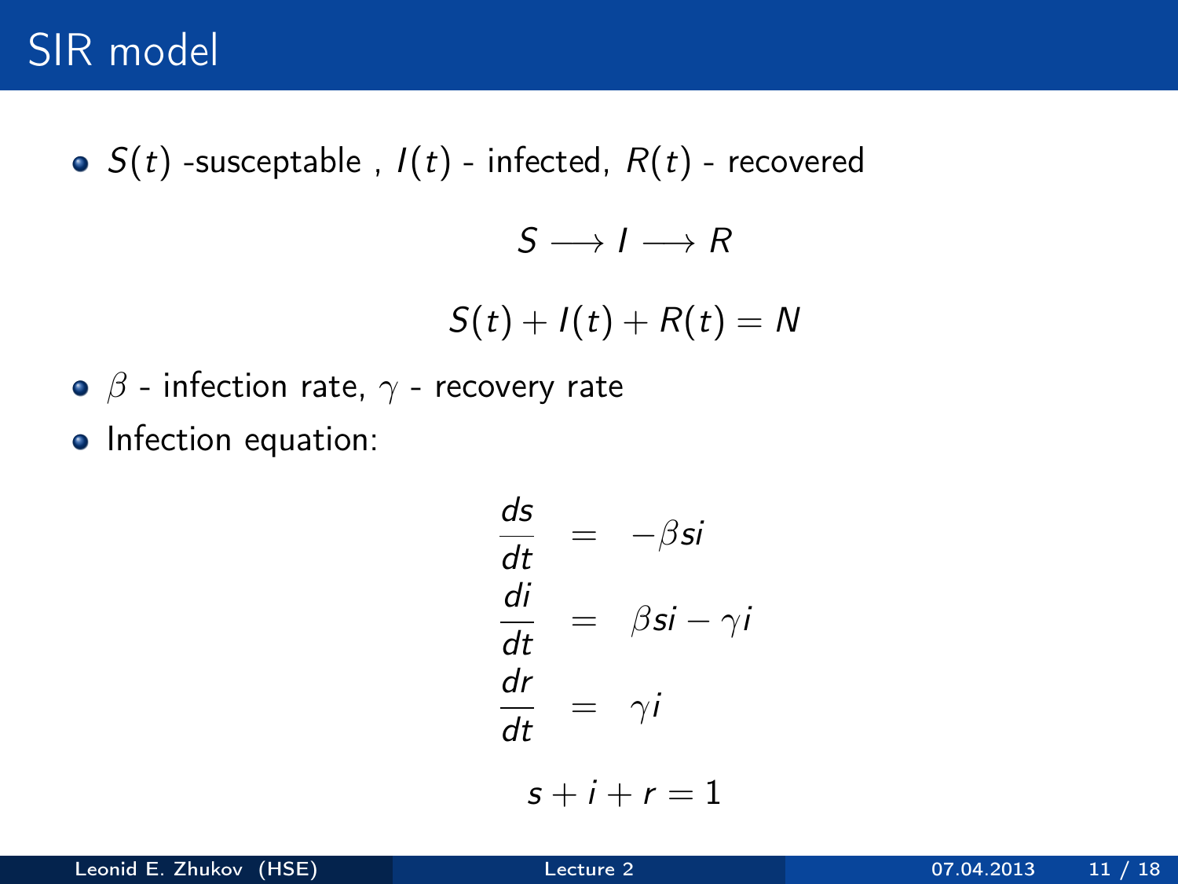# SIR model

- $S(t)$ -susceptable , $I(t)$ - infected, $R(t)$ - recovered

$$S \longrightarrow I \longrightarrow R$$

$$S(t) + I(t) + R(t) = N$$

- $\beta$ - infection rate, $\gamma$ - recovery rate
- Infection equation:

$$\begin{aligned}
\frac{ds}{dt} &= -\beta s i \\
\frac{di}{dt} &= \beta s i - \gamma i \\
\frac{dr}{dt} &= \gamma i
\end{aligned}$$

$$s + i + r = 1$$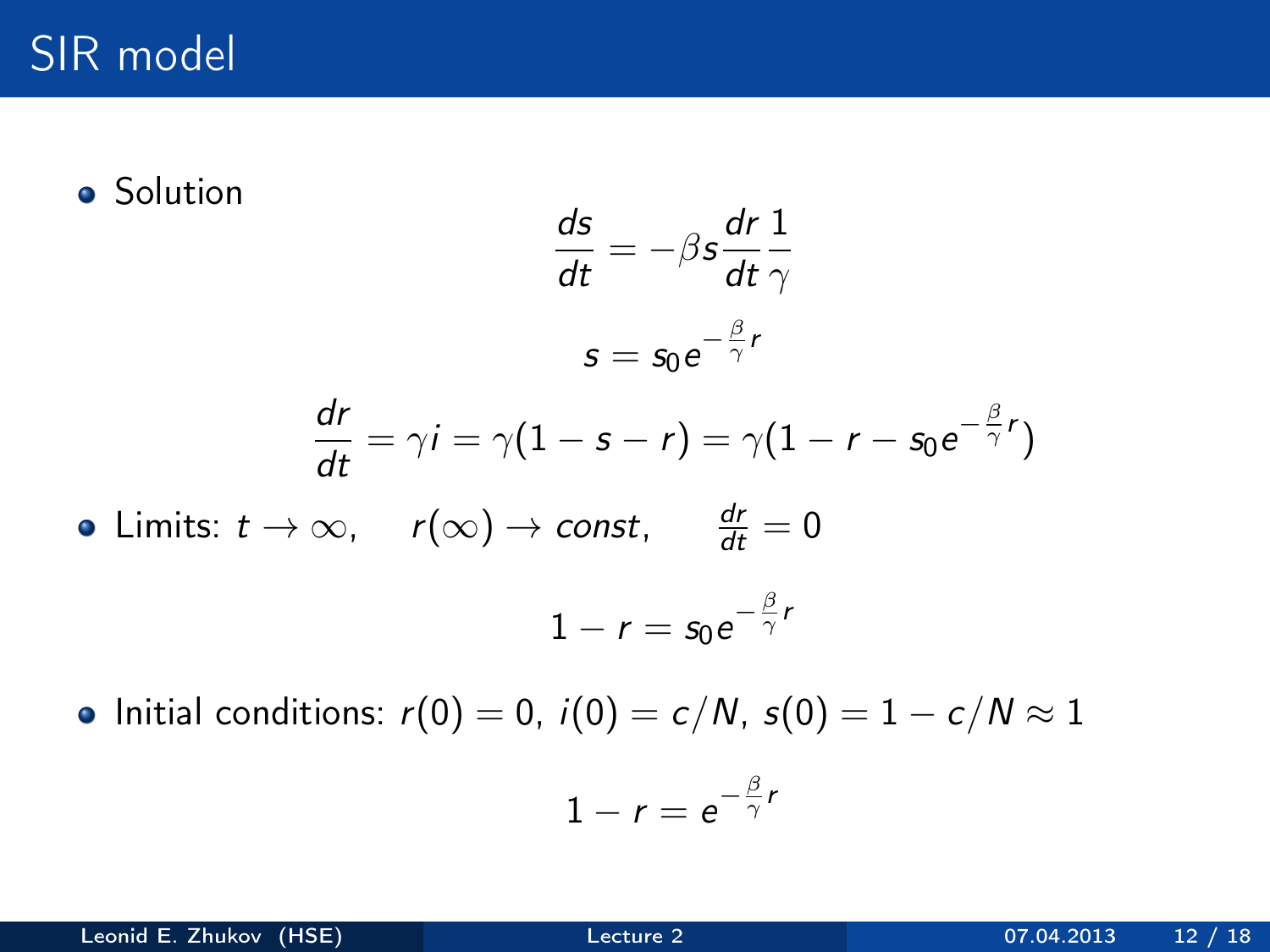# SIR model

- Solution

$$\frac{ds}{dt} = -\beta s \frac{dr}{dt}\frac{1}{\gamma}$$

$$s = s_0 e^{-\frac{\beta}{\gamma} r}$$

$$\frac{dr}{dt} = \gamma i = \gamma(1 - s - r) = \gamma(1 - r - s_0 e^{-\frac{\beta}{\gamma} r})$$

- Limits: $t \to \infty, \quad r(\infty) \to const, \quad \frac{dr}{dt} = 0$

$$1 - r = s_0 e^{-\frac{\beta}{\gamma} r}$$

- Initial conditions: $r(0) = 0$, $i(0) = c/N$, $s(0) = 1 - c/N \approx 1$

$$1 - r = e^{-\frac{\beta}{\gamma} r}$$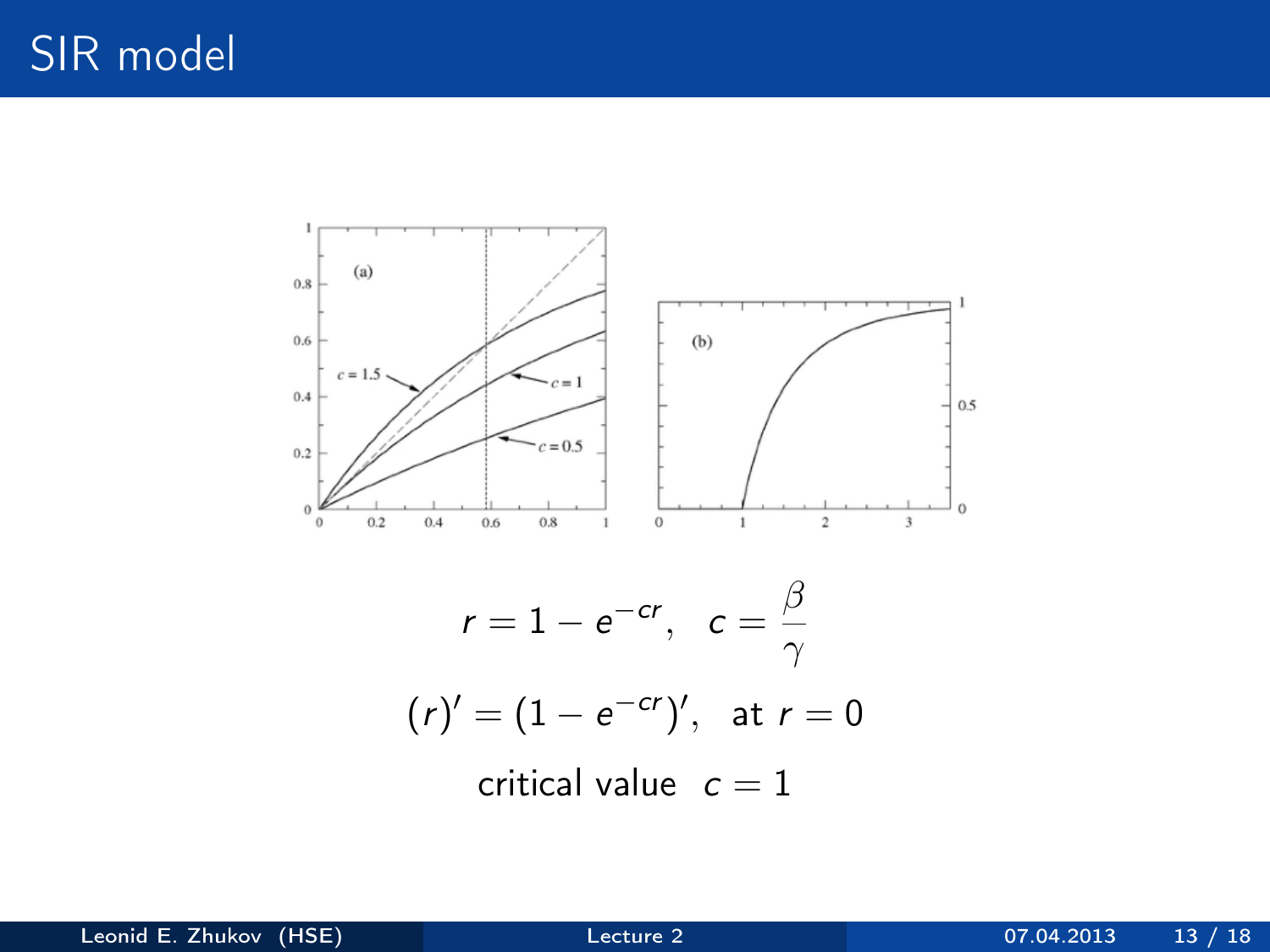# SIR model

$$r = 1 - e^{-cr}, \quad c = \frac{\beta}{\gamma}$$

$$(r)' = (1 - e^{-cr})', \quad \text{at } r = 0$$

critical value $c = 1$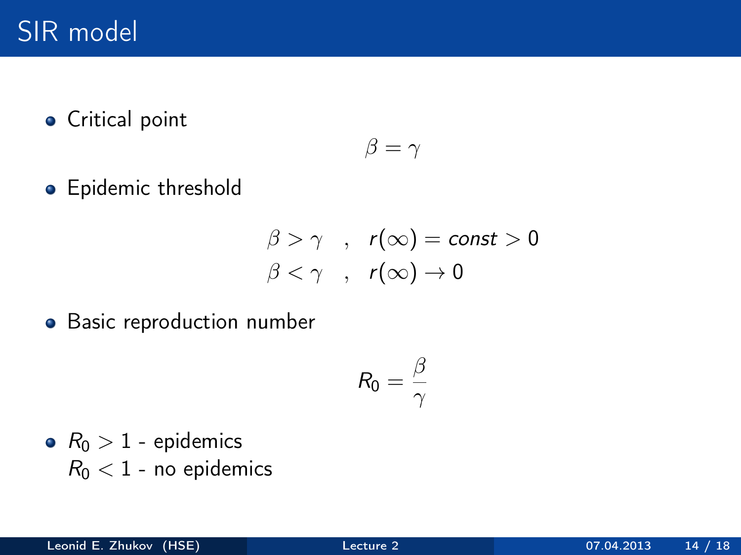# SIR model

- Critical point

$$\beta = \gamma$$

- Epidemic threshold

$$\beta > \gamma \quad , \quad r(\infty) = const > 0$$
$$\beta < \gamma \quad , \quad r(\infty) \rightarrow 0$$

- Basic reproduction number

$$R_0 = \frac{\beta}{\gamma}$$

- $R_0 > 1$ - epidemics
  $R_0 < 1$ - no epidemics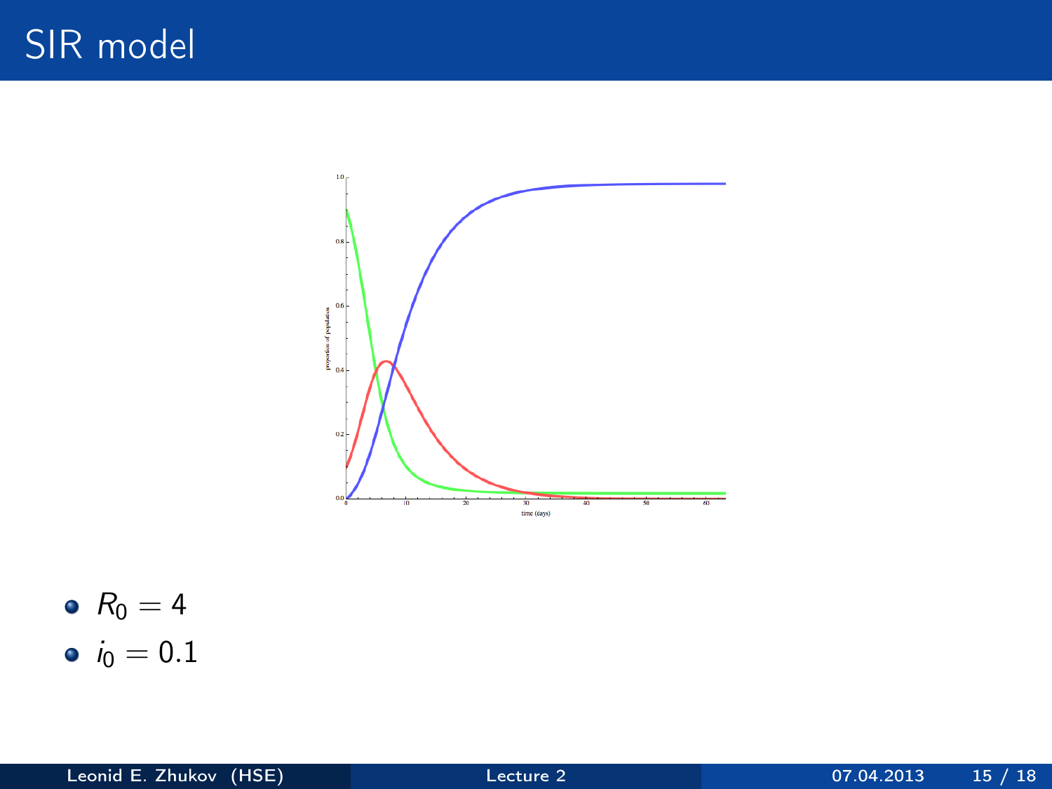# SIR model

- $R_0 = 4$
- $i_0 = 0.1$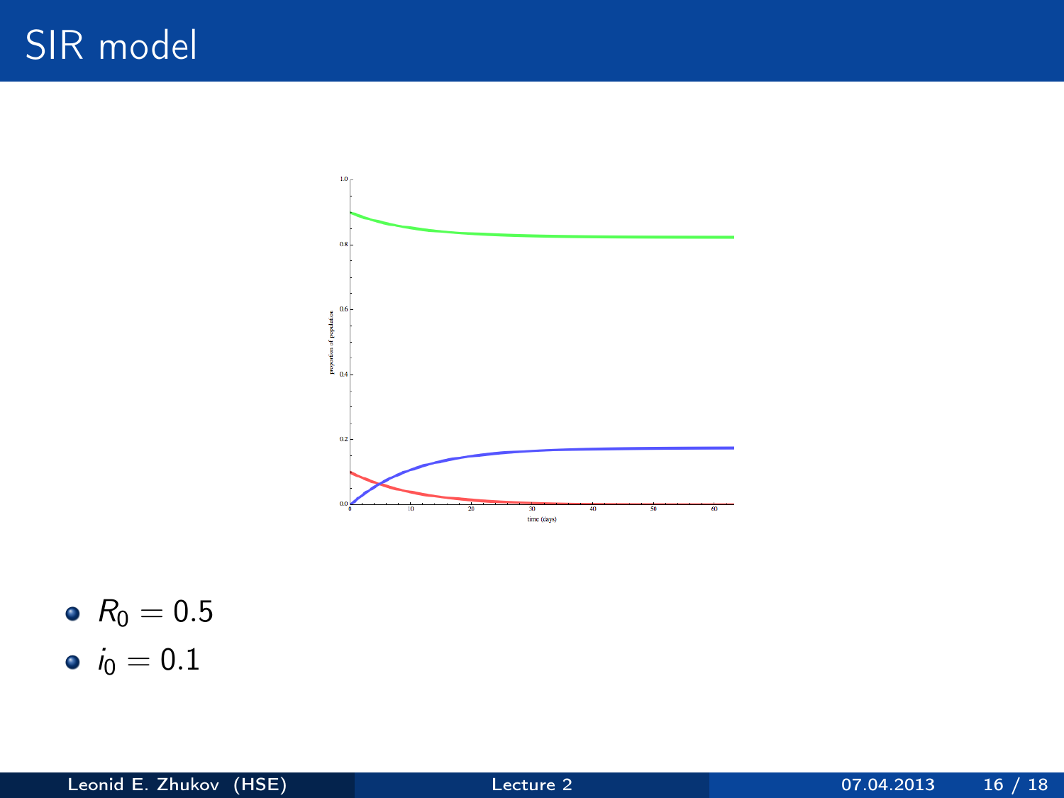# SIR model

- $R_0 = 0.5$
- $i_0 = 0.1$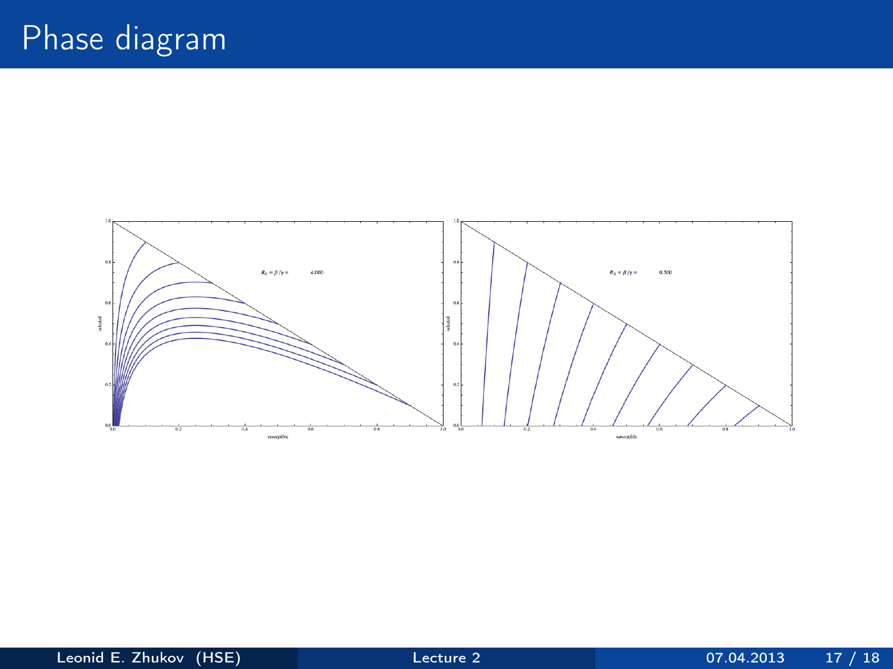# Phase diagram

$R_0 = \beta/\gamma = 4.000$

$R_0 = \beta/\gamma = 0.500$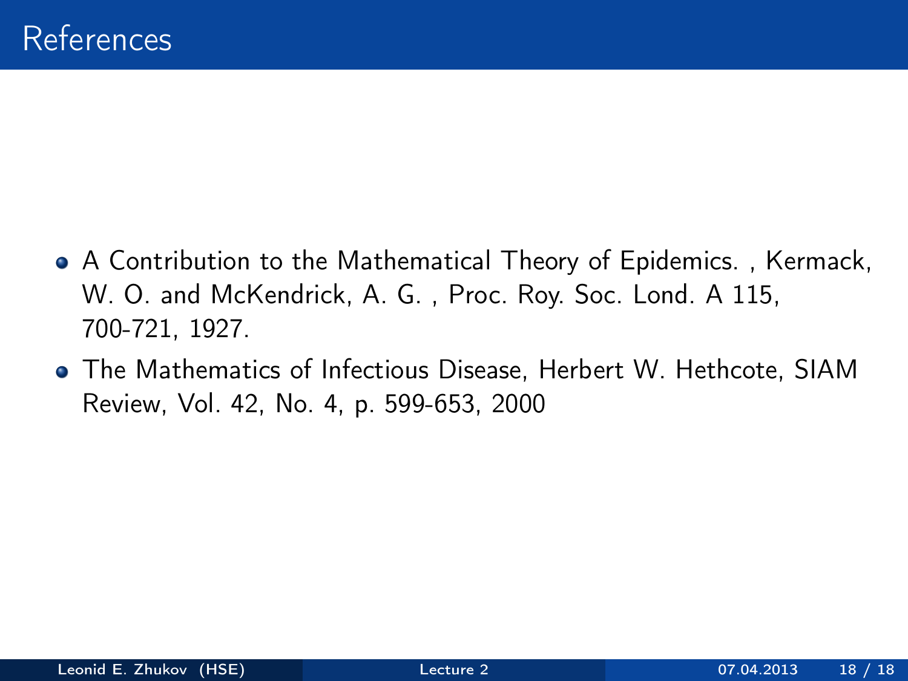# References

- A Contribution to the Mathematical Theory of Epidemics. , Kermack, W. O. and McKendrick, A. G. , Proc. Roy. Soc. Lond. A 115, 700-721, 1927.
- The Mathematics of Infectious Disease, Herbert W. Hethcote, SIAM Review, Vol. 42, No. 4, p. 599-653, 2000